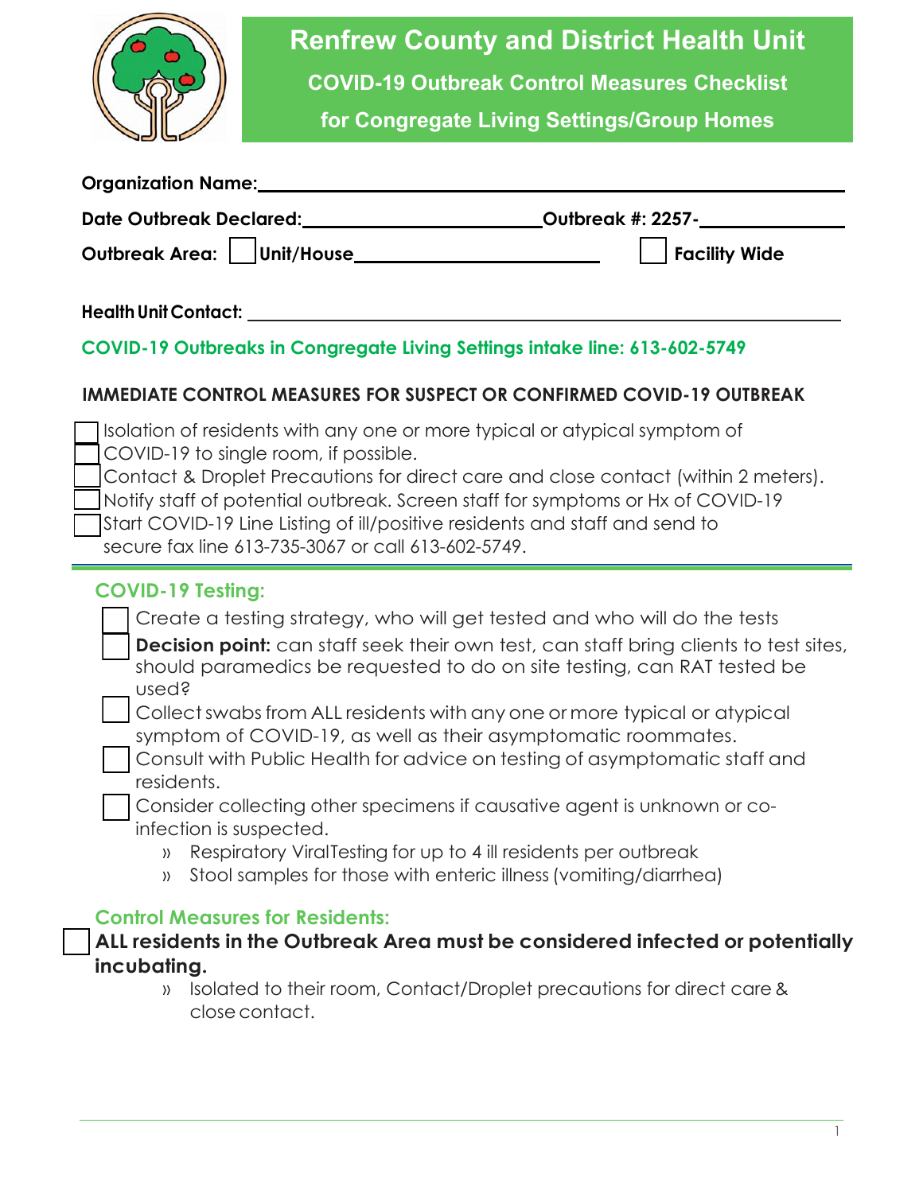# Renfrew County and District Health Unit

## COVID-19 Outbreak Control Measures Checklist

## for Congregate Living Settings/Group Homes

**Organization Name:**\_\_\_\_\_\_\_\_\_\_\_\_\_\_\_\_\_\_\_\_\_\_\_\_\_\_\_\_\_\_\_\_\_\_\_\_\_\_\_\_\_\_\_\_\_\_\_\_

**Date Outbreak Declared:**\_\_\_\_\_\_\_\_\_\_\_\_\_\_\_\_\_\_\_\_ **Outbreak #: 2257-**\_\_\_\_\_\_\_\_\_\_\_\_

**Outbreak Area:** ☐ **Unit/House**\_\_\_\_\_\_\_\_\_\_\_\_\_\_\_\_\_\_\_\_ ☐ **Facility Wide**

**Health Unit Contact:** \_\_\_\_\_\_\_\_\_\_\_\_\_\_\_\_\_\_\_\_\_\_\_\_\_\_\_\_\_\_\_\_\_\_\_\_\_\_\_\_\_\_\_\_\_\_\_\_

**COVID-19 Outbreaks in Congregate Living Settings intake line: 613-602-5749**

### IMMEDIATE CONTROL MEASURES FOR SUSPECT OR CONFIRMED COVID-19 OUTBREAK

- ☐ Isolation of residents with any one or more typical or atypical symptom of
- ☐ COVID-19 to single room, if possible.
- ☐ Contact & Droplet Precautions for direct care and close contact (within 2 meters).
- ☐ Notify staff of potential outbreak. Screen staff for symptoms or Hx of COVID-19
- ☐ Start COVID-19 Line Listing of ill/positive residents and staff and send to secure fax line 613-735-3067 or call 613-602-5749.

### COVID-19 Testing:

- ☐ Create a testing strategy, who will get tested and who will do the tests
- ☐ **Decision point:** can staff seek their own test, can staff bring clients to test sites, should paramedics be requested to do on site testing, can RAT tested be used?
- ☐ Collect swabs from ALL residents with any one or more typical or atypical symptom of COVID-19, as well as their asymptomatic roommates.
- ☐ Consult with Public Health for advice on testing of asymptomatic staff and residents.
- ☐ Consider collecting other specimens if causative agent is unknown or co-infection is suspected.
  - Respiratory ViralTesting for up to 4 ill residents per outbreak
  - Stool samples for those with enteric illness (vomiting/diarrhea)

### Control Measures for Residents:

☐ **ALL residents in the Outbreak Area must be considered infected or potentially incubating.**

- Isolated to their room, Contact/Droplet precautions for direct care & close contact.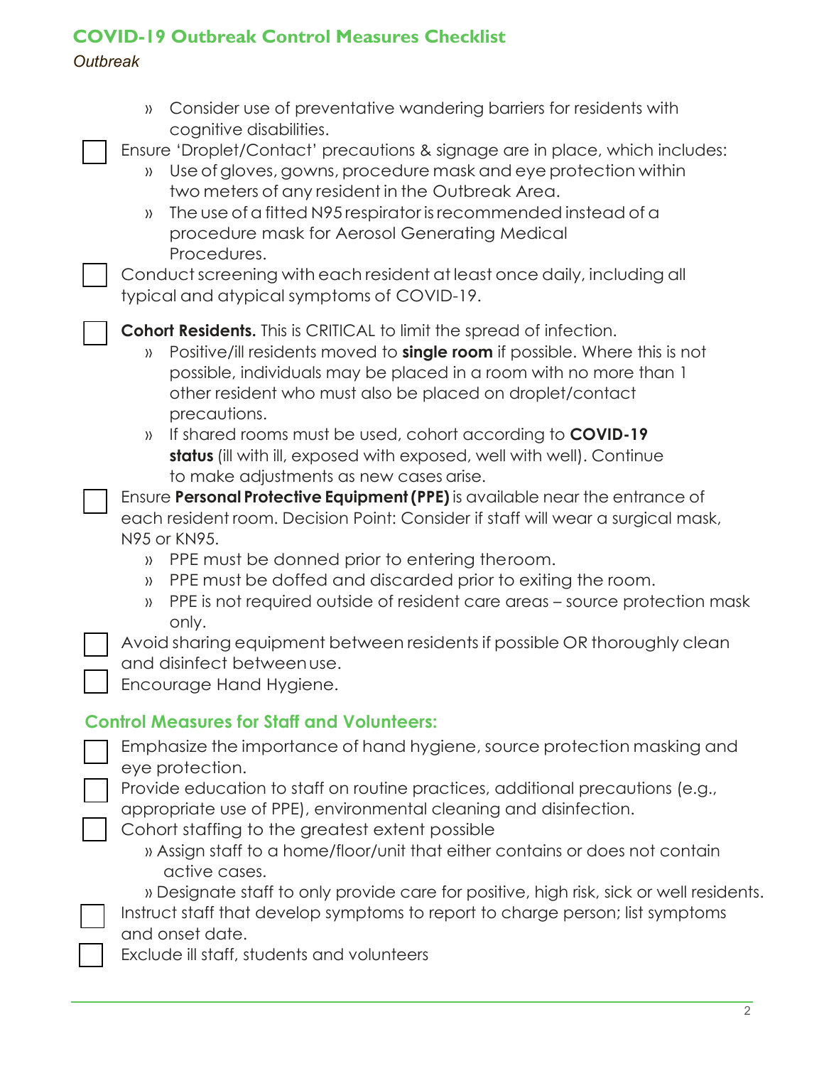## COVID-19 Outbreak Control Measures Checklist

*Outbreak*

- » Consider use of preventative wandering barriers for residents with cognitive disabilities.

- [ ] Ensure 'Droplet/Contact' precautions & signage are in place, which includes:
  - » Use of gloves, gowns, procedure mask and eye protection within two meters of any resident in the Outbreak Area.
  - » The use of a fitted N95 respirator is recommended instead of a procedure mask for Aerosol Generating Medical Procedures.
- [ ] Conduct screening with each resident at least once daily, including all typical and atypical symptoms of COVID-19.
- [ ] **Cohort Residents.** This is CRITICAL to limit the spread of infection.
  - » Positive/ill residents moved to **single room** if possible. Where this is not possible, individuals may be placed in a room with no more than 1 other resident who must also be placed on droplet/contact precautions.
  - » If shared rooms must be used, cohort according to **COVID-19 status** (ill with ill, exposed with exposed, well with well). Continue to make adjustments as new cases arise.
- [ ] Ensure **Personal Protective Equipment (PPE)** is available near the entrance of each resident room. Decision Point: Consider if staff will wear a surgical mask, N95 or KN95.
  - » PPE must be donned prior to entering the room.
  - » PPE must be doffed and discarded prior to exiting the room.
  - » PPE is not required outside of resident care areas – source protection mask only.
- [ ] Avoid sharing equipment between residents if possible OR thoroughly clean and disinfect between use.
- [ ] Encourage Hand Hygiene.

### Control Measures for Staff and Volunteers:

- [ ] Emphasize the importance of hand hygiene, source protection masking and eye protection.
- [ ] Provide education to staff on routine practices, additional precautions (e.g., appropriate use of PPE), environmental cleaning and disinfection.
- [ ] Cohort staffing to the greatest extent possible
  - » Assign staff to a home/floor/unit that either contains or does not contain active cases.
  - » Designate staff to only provide care for positive, high risk, sick or well residents.
- [ ] Instruct staff that develop symptoms to report to charge person; list symptoms and onset date.
- [ ] Exclude ill staff, students and volunteers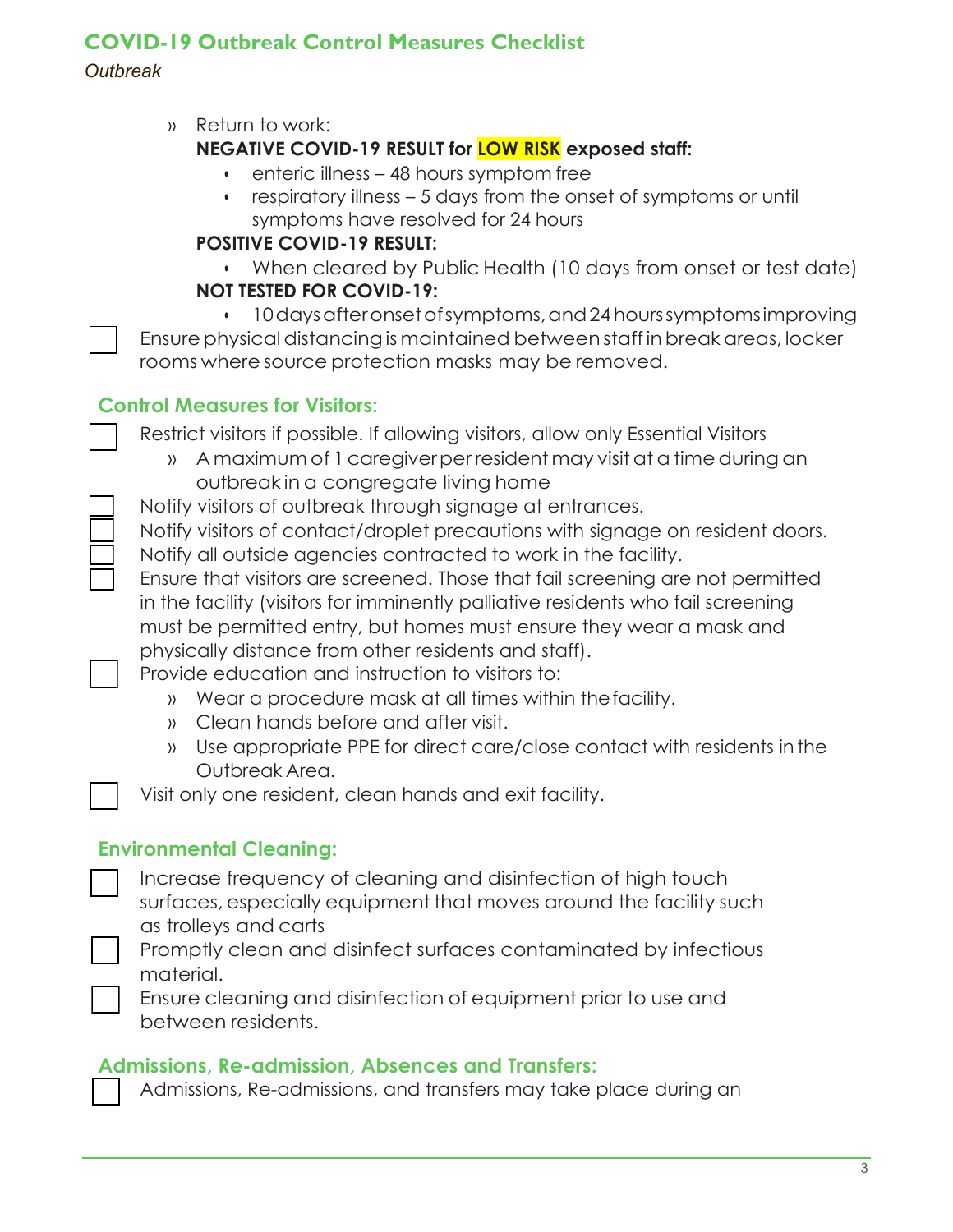## COVID-19 Outbreak Control Measures Checklist

*Outbreak*

- » Return to work:
  **NEGATIVE COVID-19 RESULT for LOW RISK exposed staff:**
  - enteric illness – 48 hours symptom free
  - respiratory illness – 5 days from the onset of symptoms or until symptoms have resolved for 24 hours

  **POSITIVE COVID-19 RESULT:**
  - When cleared by Public Health (10 days from onset or test date)

  **NOT TESTED FOR COVID-19:**
  - 10 days after onset of symptoms, and 24 hours symptoms improving

- [ ] Ensure physical distancing is maintained between staff in break areas, locker rooms where source protection masks may be removed.

### Control Measures for Visitors:

- [ ] Restrict visitors if possible. If allowing visitors, allow only Essential Visitors
  - » A maximum of 1 caregiver per resident may visit at a time during an outbreak in a congregate living home
- [ ] Notify visitors of outbreak through signage at entrances.
- [ ] Notify visitors of contact/droplet precautions with signage on resident doors.
- [ ] Notify all outside agencies contracted to work in the facility.
- [ ] Ensure that visitors are screened. Those that fail screening are not permitted in the facility (visitors for imminently palliative residents who fail screening must be permitted entry, but homes must ensure they wear a mask and physically distance from other residents and staff).
- [ ] Provide education and instruction to visitors to:
  - » Wear a procedure mask at all times within the facility.
  - » Clean hands before and after visit.
  - » Use appropriate PPE for direct care/close contact with residents in the Outbreak Area.
- [ ] Visit only one resident, clean hands and exit facility.

### Environmental Cleaning:

- [ ] Increase frequency of cleaning and disinfection of high touch surfaces, especially equipment that moves around the facility such as trolleys and carts
- [ ] Promptly clean and disinfect surfaces contaminated by infectious material.
- [ ] Ensure cleaning and disinfection of equipment prior to use and between residents.

### Admissions, Re-admission, Absences and Transfers:

- [ ] Admissions, Re-admissions, and transfers may take place during an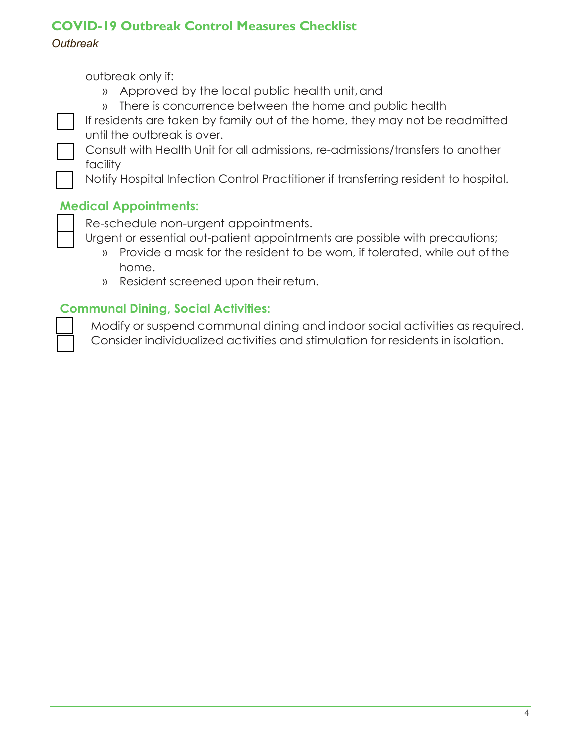outbreak only if:

- Approved by the local public health unit, and
- There is concurrence between the home and public health

- [ ] If residents are taken by family out of the home, they may not be readmitted until the outbreak is over.
- [ ] Consult with Health Unit for all admissions, re-admissions/transfers to another facility
- [ ] Notify Hospital Infection Control Practitioner if transferring resident to hospital.

### Medical Appointments:

- [ ] Re-schedule non-urgent appointments.
- [ ] Urgent or essential out-patient appointments are possible with precautions;
  - Provide a mask for the resident to be worn, if tolerated, while out of the home.
  - Resident screened upon their return.

### Communal Dining, Social Activities:

- [ ] Modify or suspend communal dining and indoor social activities as required.
- [ ] Consider individualized activities and stimulation for residents in isolation.